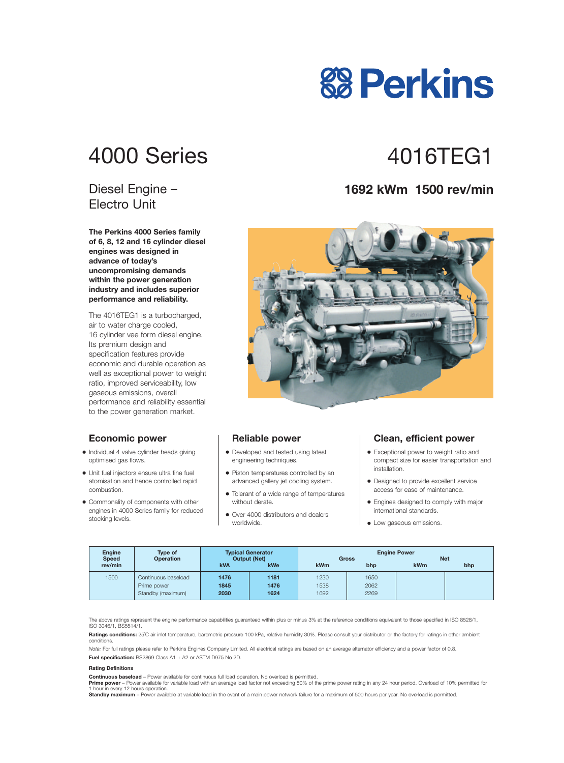# Perkins

# 4000 Series

# 4016TEG1

## Diesel Engine – Electro Unit

## 1692 kWm 1500 rev/min

**The Perkins 4000 Series family of 6, 8, 12 and 16 cylinder diesel engines was designed in advance of today's uncompromising demands within the power generation industry and includes superior performance and reliability.**

The 4016TEG1 is a turbocharged, air to water charge cooled, 16 cylinder vee form diesel engine. Its premium design and specification features provide economic and durable operation as well as exceptional power to weight ratio, improved serviceability, low gaseous emissions, overall performance and reliability essential to the power generation market.

### Economic power

- Individual 4 valve cylinder heads giving optimised gas flows.
- Unit fuel injectors ensure ultra fine fuel atomisation and hence controlled rapid combustion.
- Commonality of components with other engines in 4000 Series family for reduced stocking levels.

### Reliable power

- Developed and tested using latest engineering techniques.
- Piston temperatures controlled by an advanced gallery jet cooling system.
- Tolerant of a wide range of temperatures without derate.
- Over 4000 distributors and dealers worldwide.

### Clean, efficient power

- Exceptional power to weight ratio and compact size for easier transportation and installation.
- Designed to provide excellent service access for ease of maintenance.
- Engines designed to comply with major international standards.
- Low gaseous emissions.

| Engine Speed rev/min | Type of Operation | Typical Generator Output (Net) | | Engine Power | | | |
|---|---|---|---|---|---|---|---|
| | | | | Gross | | Net | |
| | | kVA | kWe | kWm | bhp | kWm | bhp |
| 1500 | Continuous baseload | **1476** | **1181** | 1230 | 1650 | | |
| | Prime power | **1845** | **1476** | 1538 | 2062 | | |
| | Standby (maximum) | **2030** | **1624** | 1692 | 2269 | | |

The above ratings represent the engine performance capabilities guaranteed within plus or minus 3% at the reference conditions equivalent to those specified in ISO 8528/1, ISO 3046/1, BS5514/1.

**Ratings conditions:** 25°C air inlet temperature, barometric pressure 100 kPa, relative humidity 30%. Please consult your distributor or the factory for ratings in other ambient conditions.

*Note:* For full ratings please refer to Perkins Engines Company Limited. All electrical ratings are based on an average alternator efficiency and a power factor of 0.8.

**Fuel specification:** BS2869 Class A1 + A2 or ASTM D975 No 2D.

**Rating Definitions**

**Continuous baseload** – Power available for continuous full load operation. No overload is permitted.
**Prime power** – Power available for variable load with an average load factor not exceeding 80% of the prime power rating in any 24 hour period. Overload of 10% permitted for 1 hour in every 12 hours operation.
**Standby maximum** – Power available at variable load in the event of a main power network failure for a maximum of 500 hours per year. No overload is permitted.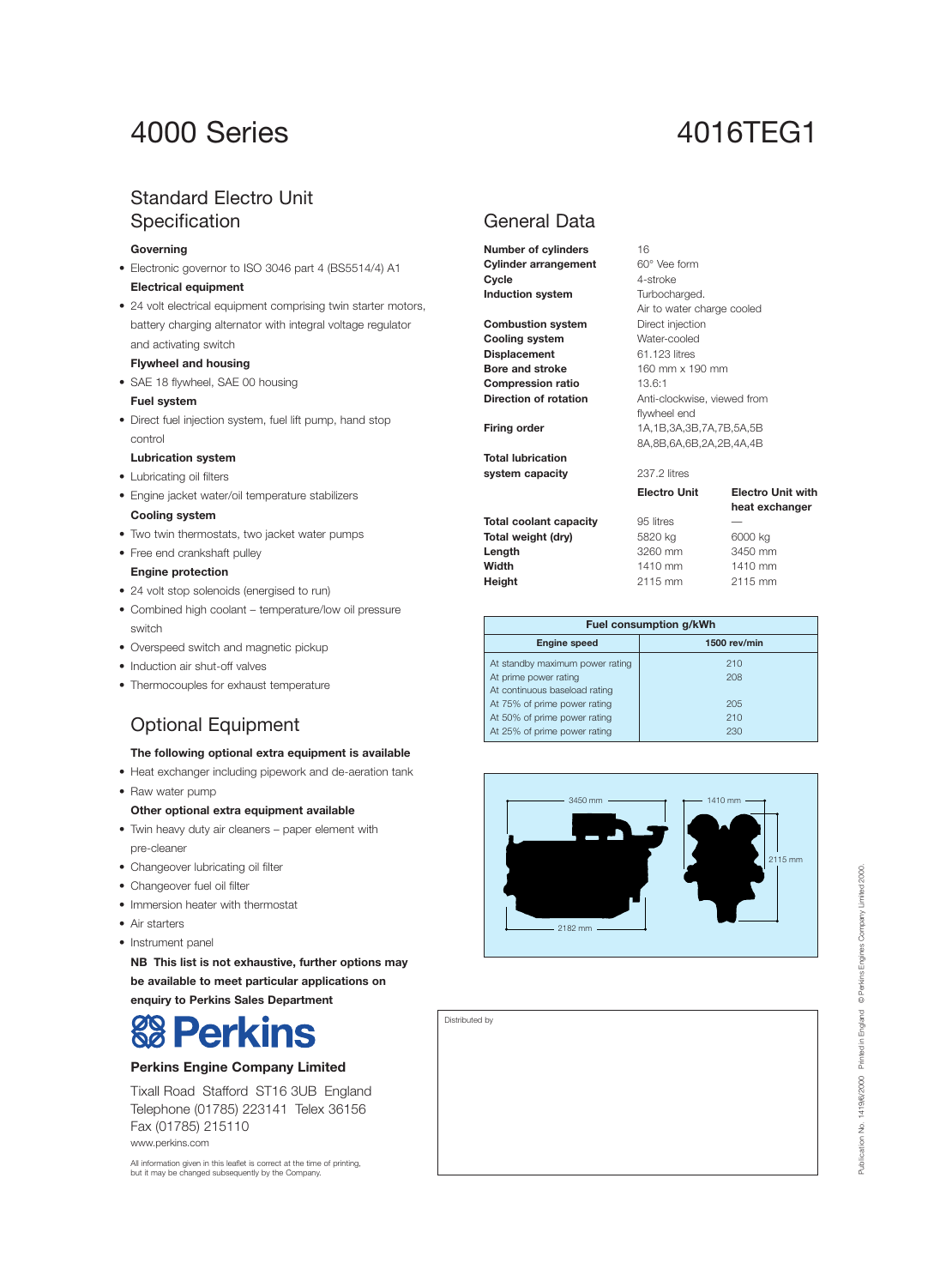# 4000 Series

# 4016TEG1

## Standard Electro Unit Specification

**Governing**

- Electronic governor to ISO 3046 part 4 (BS5514/4) A1

**Electrical equipment**

- 24 volt electrical equipment comprising twin starter motors, battery charging alternator with integral voltage regulator and activating switch

**Flywheel and housing**

- SAE 18 flywheel, SAE 00 housing

**Fuel system**

- Direct fuel injection system, fuel lift pump, hand stop control

**Lubrication system**

- Lubricating oil filters
- Engine jacket water/oil temperature stabilizers

**Cooling system**

- Two twin thermostats, two jacket water pumps
- Free end crankshaft pulley

**Engine protection**

- 24 volt stop solenoids (energised to run)
- Combined high coolant – temperature/low oil pressure switch
- Overspeed switch and magnetic pickup
- Induction air shut-off valves
- Thermocouples for exhaust temperature

## Optional Equipment

**The following optional extra equipment is available**

- Heat exchanger including pipework and de-aeration tank
- Raw water pump

**Other optional extra equipment available**

- Twin heavy duty air cleaners – paper element with pre-cleaner
- Changeover lubricating oil filter
- Changeover fuel oil filter
- Immersion heater with thermostat
- Air starters
- Instrument panel

**NB This list is not exhaustive, further options may be available to meet particular applications on enquiry to Perkins Sales Department**

## General Data

| | |
|---|---|
| **Number of cylinders** | 16 |
| **Cylinder arrangement** | 60° Vee form |
| **Cycle** | 4-stroke |
| **Induction system** | Turbocharged. Air to water charge cooled |
| **Combustion system** | Direct injection |
| **Cooling system** | Water-cooled |
| **Displacement** | 61.123 litres |
| **Bore and stroke** | 160 mm x 190 mm |
| **Compression ratio** | 13.6:1 |
| **Direction of rotation** | Anti-clockwise, viewed from flywheel end |
| **Firing order** | 1A,1B,3A,3B,7A,7B,5A,5B 8A,8B,6A,6B,2A,2B,4A,4B |
| **Total lubrication system capacity** | 237.2 litres |

| | **Electro Unit** | **Electro Unit with heat exchanger** |
|---|---|---|
| **Total coolant capacity** | 95 litres | — |
| **Total weight (dry)** | 5820 kg | 6000 kg |
| **Length** | 3260 mm | 3450 mm |
| **Width** | 1410 mm | 1410 mm |
| **Height** | 2115 mm | 2115 mm |

| Fuel consumption g/kWh | |
|---|---|
| **Engine speed** | **1500 rev/min** |
| At standby maximum power rating | 210 |
| At prime power rating | 208 |
| At continuous baseload rating | |
| At 75% of prime power rating | 205 |
| At 50% of prime power rating | 210 |
| At 25% of prime power rating | 230 |

3450 mm
1410 mm
2115 mm
2182 mm

**Perkins**

**Perkins Engine Company Limited**

Tixall Road Stafford ST16 3UB England
Telephone (01785) 223141 Telex 36156
Fax (01785) 215110
www.perkins.com

All information given in this leaflet is correct at the time of printing, but it may be changed subsequently by the Company.

Distributed by

Publication No. 1419/6/2000 Printed in England © Perkins Engines Company Limited 2000.